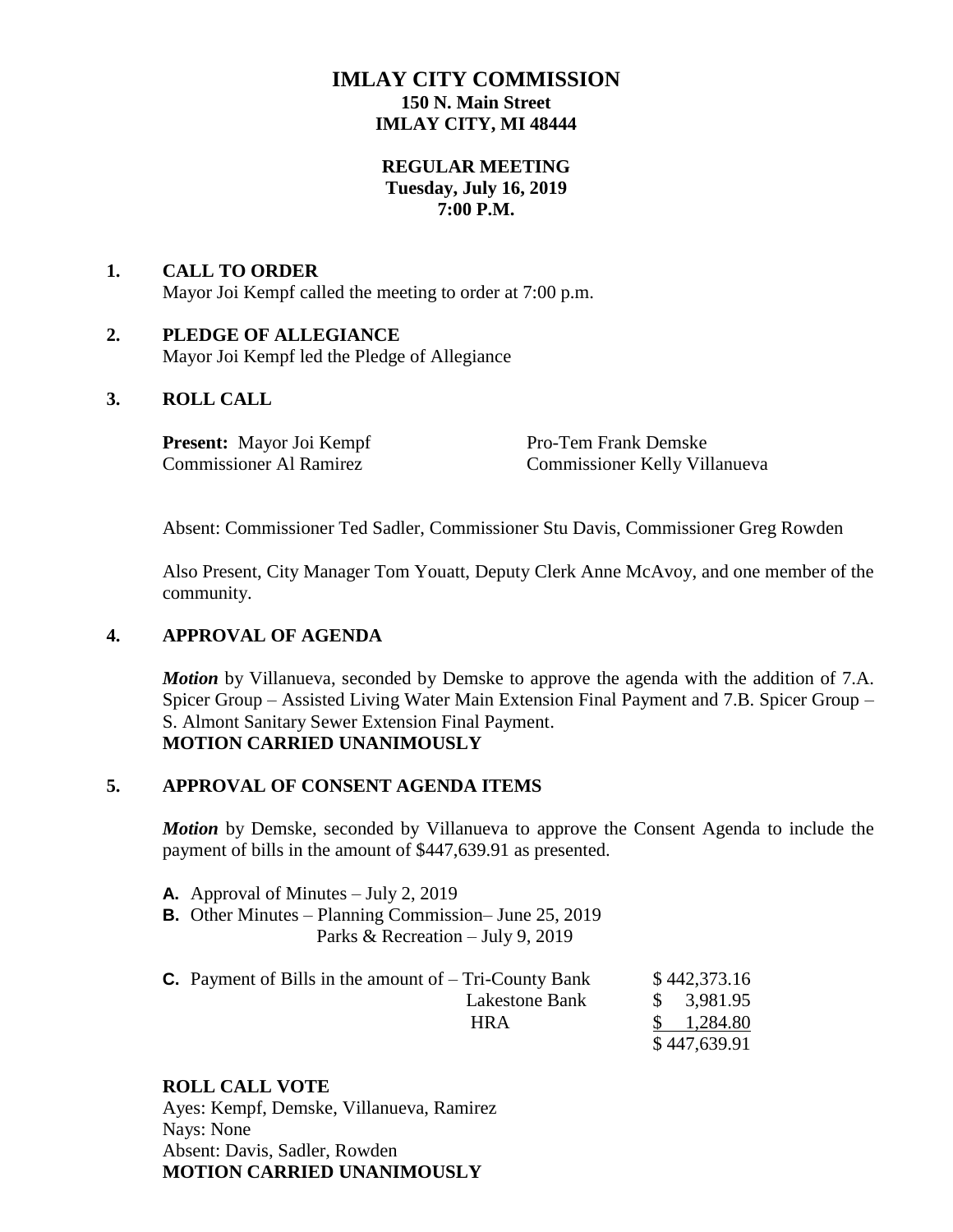# IMLAY CITY COMMISSION

**150 N. Main Street**
**IMLAY CITY, MI 48444**

**REGULAR MEETING**
**Tuesday, July 16, 2019**
**7:00 P.M.**

## 1. CALL TO ORDER

Mayor Joi Kempf called the meeting to order at 7:00 p.m.

## 2. PLEDGE OF ALLEGIANCE

Mayor Joi Kempf led the Pledge of Allegiance

## 3. ROLL CALL

**Present:** Mayor Joi Kempf
Pro-Tem Frank Demske
Commissioner Al Ramirez
Commissioner Kelly Villanueva

Absent: Commissioner Ted Sadler, Commissioner Stu Davis, Commissioner Greg Rowden

Also Present, City Manager Tom Youatt, Deputy Clerk Anne McAvoy, and one member of the community.

## 4. APPROVAL OF AGENDA

***Motion*** by Villanueva, seconded by Demske to approve the agenda with the addition of 7.A. Spicer Group – Assisted Living Water Main Extension Final Payment and 7.B. Spicer Group – S. Almont Sanitary Sewer Extension Final Payment.
**MOTION CARRIED UNANIMOUSLY**

## 5. APPROVAL OF CONSENT AGENDA ITEMS

***Motion*** by Demske, seconded by Villanueva to approve the Consent Agenda to include the payment of bills in the amount of $447,639.91 as presented.

**A.** Approval of Minutes – July 2, 2019
**B.** Other Minutes – Planning Commission– June 25, 2019
Parks & Recreation – July 9, 2019

| **C.** Payment of Bills in the amount of – | | |
|---|---|---|
| | Tri-County Bank | $ 442,373.16 |
| | Lakestone Bank | $ 3,981.95 |
| | HRA | $ 1,284.80 |
| | | $ 447,639.91 |

**ROLL CALL VOTE**
Ayes: Kempf, Demske, Villanueva, Ramirez
Nays: None
Absent: Davis, Sadler, Rowden
**MOTION CARRIED UNANIMOUSLY**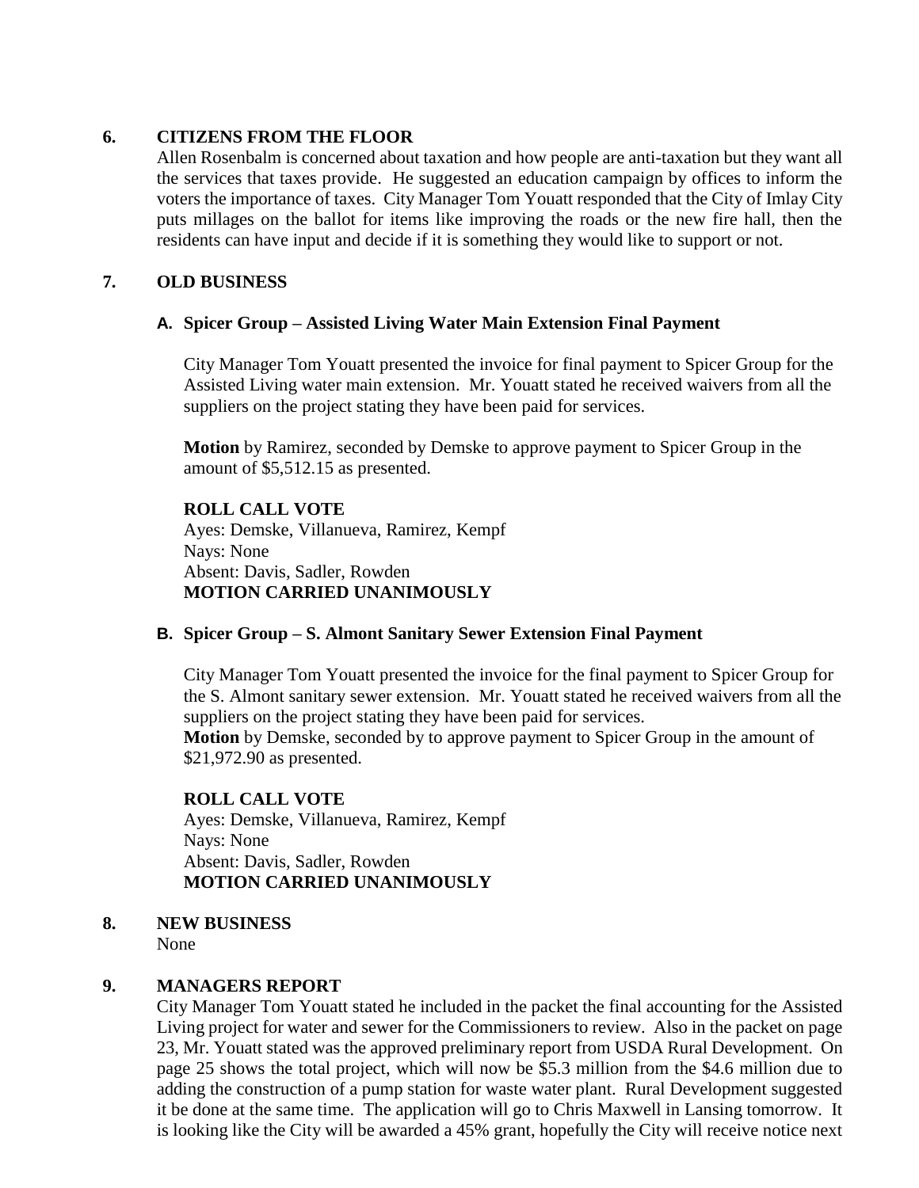## 6. CITIZENS FROM THE FLOOR

Allen Rosenbalm is concerned about taxation and how people are anti-taxation but they want all the services that taxes provide. He suggested an education campaign by offices to inform the voters the importance of taxes. City Manager Tom Youatt responded that the City of Imlay City puts millages on the ballot for items like improving the roads or the new fire hall, then the residents can have input and decide if it is something they would like to support or not.

## 7. OLD BUSINESS

### A. Spicer Group – Assisted Living Water Main Extension Final Payment

City Manager Tom Youatt presented the invoice for final payment to Spicer Group for the Assisted Living water main extension. Mr. Youatt stated he received waivers from all the suppliers on the project stating they have been paid for services.

**Motion** by Ramirez, seconded by Demske to approve payment to Spicer Group in the amount of $5,512.15 as presented.

**ROLL CALL VOTE**
Ayes: Demske, Villanueva, Ramirez, Kempf
Nays: None
Absent: Davis, Sadler, Rowden
**MOTION CARRIED UNANIMOUSLY**

### B. Spicer Group – S. Almont Sanitary Sewer Extension Final Payment

City Manager Tom Youatt presented the invoice for the final payment to Spicer Group for the S. Almont sanitary sewer extension. Mr. Youatt stated he received waivers from all the suppliers on the project stating they have been paid for services.
**Motion** by Demske, seconded by to approve payment to Spicer Group in the amount of $21,972.90 as presented.

**ROLL CALL VOTE**
Ayes: Demske, Villanueva, Ramirez, Kempf
Nays: None
Absent: Davis, Sadler, Rowden
**MOTION CARRIED UNANIMOUSLY**

## 8. NEW BUSINESS

None

## 9. MANAGERS REPORT

City Manager Tom Youatt stated he included in the packet the final accounting for the Assisted Living project for water and sewer for the Commissioners to review. Also in the packet on page 23, Mr. Youatt stated was the approved preliminary report from USDA Rural Development. On page 25 shows the total project, which will now be $5.3 million from the $4.6 million due to adding the construction of a pump station for waste water plant. Rural Development suggested it be done at the same time. The application will go to Chris Maxwell in Lansing tomorrow. It is looking like the City will be awarded a 45% grant, hopefully the City will receive notice next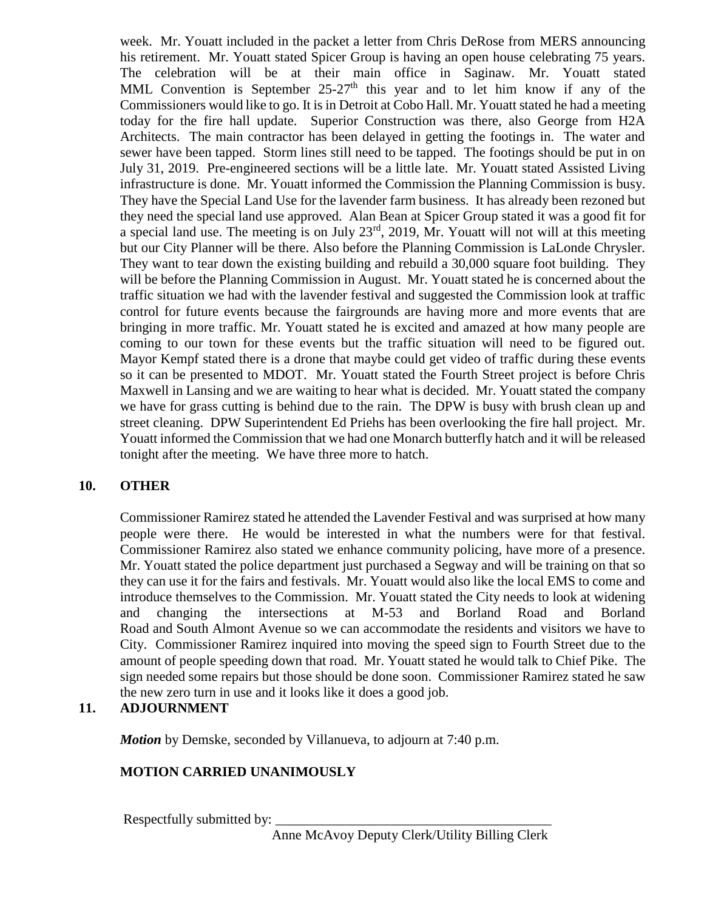week. Mr. Youatt included in the packet a letter from Chris DeRose from MERS announcing his retirement. Mr. Youatt stated Spicer Group is having an open house celebrating 75 years. The celebration will be at their main office in Saginaw. Mr. Youatt stated MML Convention is September 25-27th this year and to let him know if any of the Commissioners would like to go. It is in Detroit at Cobo Hall. Mr. Youatt stated he had a meeting today for the fire hall update. Superior Construction was there, also George from H2A Architects. The main contractor has been delayed in getting the footings in. The water and sewer have been tapped. Storm lines still need to be tapped. The footings should be put in on July 31, 2019. Pre-engineered sections will be a little late. Mr. Youatt stated Assisted Living infrastructure is done. Mr. Youatt informed the Commission the Planning Commission is busy. They have the Special Land Use for the lavender farm business. It has already been rezoned but they need the special land use approved. Alan Bean at Spicer Group stated it was a good fit for a special land use. The meeting is on July 23rd, 2019, Mr. Youatt will not will at this meeting but our City Planner will be there. Also before the Planning Commission is LaLonde Chrysler. They want to tear down the existing building and rebuild a 30,000 square foot building. They will be before the Planning Commission in August. Mr. Youatt stated he is concerned about the traffic situation we had with the lavender festival and suggested the Commission look at traffic control for future events because the fairgrounds are having more and more events that are bringing in more traffic. Mr. Youatt stated he is excited and amazed at how many people are coming to our town for these events but the traffic situation will need to be figured out. Mayor Kempf stated there is a drone that maybe could get video of traffic during these events so it can be presented to MDOT. Mr. Youatt stated the Fourth Street project is before Chris Maxwell in Lansing and we are waiting to hear what is decided. Mr. Youatt stated the company we have for grass cutting is behind due to the rain. The DPW is busy with brush clean up and street cleaning. DPW Superintendent Ed Priehs has been overlooking the fire hall project. Mr. Youatt informed the Commission that we had one Monarch butterfly hatch and it will be released tonight after the meeting. We have three more to hatch.

## 10. OTHER

Commissioner Ramirez stated he attended the Lavender Festival and was surprised at how many people were there. He would be interested in what the numbers were for that festival. Commissioner Ramirez also stated we enhance community policing, have more of a presence. Mr. Youatt stated the police department just purchased a Segway and will be training on that so they can use it for the fairs and festivals. Mr. Youatt would also like the local EMS to come and introduce themselves to the Commission. Mr. Youatt stated the City needs to look at widening and changing the intersections at M-53 and Borland Road and Borland Road and South Almont Avenue so we can accommodate the residents and visitors we have to City. Commissioner Ramirez inquired into moving the speed sign to Fourth Street due to the amount of people speeding down that road. Mr. Youatt stated he would talk to Chief Pike. The sign needed some repairs but those should be done soon. Commissioner Ramirez stated he saw the new zero turn in use and it looks like it does a good job.

## 11. ADJOURNMENT

***Motion*** by Demske, seconded by Villanueva, to adjourn at 7:40 p.m.

**MOTION CARRIED UNANIMOUSLY**

Respectfully submitted by: ________________________________________

Anne McAvoy Deputy Clerk/Utility Billing Clerk